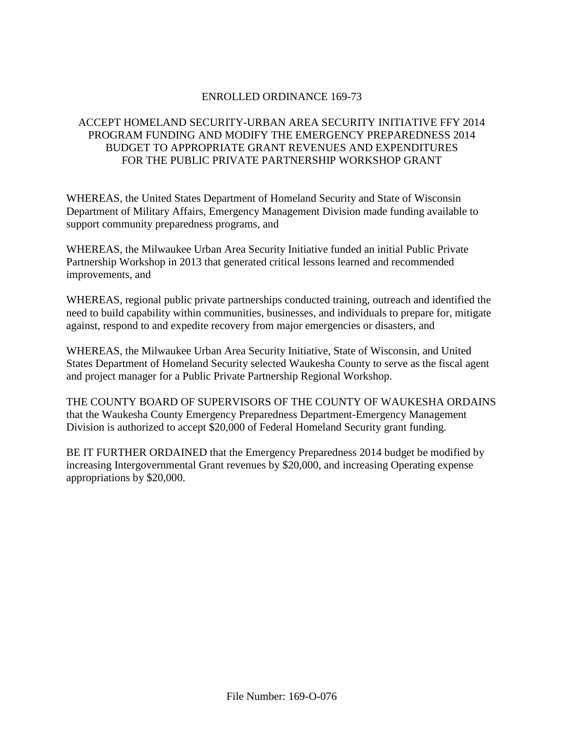# ENROLLED ORDINANCE 169-73

## ACCEPT HOMELAND SECURITY-URBAN AREA SECURITY INITIATIVE FFY 2014 PROGRAM FUNDING AND MODIFY THE EMERGENCY PREPAREDNESS 2014 BUDGET TO APPROPRIATE GRANT REVENUES AND EXPENDITURES FOR THE PUBLIC PRIVATE PARTNERSHIP WORKSHOP GRANT

WHEREAS, the United States Department of Homeland Security and State of Wisconsin Department of Military Affairs, Emergency Management Division made funding available to support community preparedness programs, and

WHEREAS, the Milwaukee Urban Area Security Initiative funded an initial Public Private Partnership Workshop in 2013 that generated critical lessons learned and recommended improvements, and

WHEREAS, regional public private partnerships conducted training, outreach and identified the need to build capability within communities, businesses, and individuals to prepare for, mitigate against, respond to and expedite recovery from major emergencies or disasters, and

WHEREAS, the Milwaukee Urban Area Security Initiative, State of Wisconsin, and United States Department of Homeland Security selected Waukesha County to serve as the fiscal agent and project manager for a Public Private Partnership Regional Workshop.

THE COUNTY BOARD OF SUPERVISORS OF THE COUNTY OF WAUKESHA ORDAINS that the Waukesha County Emergency Preparedness Department-Emergency Management Division is authorized to accept $20,000 of Federal Homeland Security grant funding.

BE IT FURTHER ORDAINED that the Emergency Preparedness 2014 budget be modified by increasing Intergovernmental Grant revenues by $20,000, and increasing Operating expense appropriations by $20,000.

File Number: 169-O-076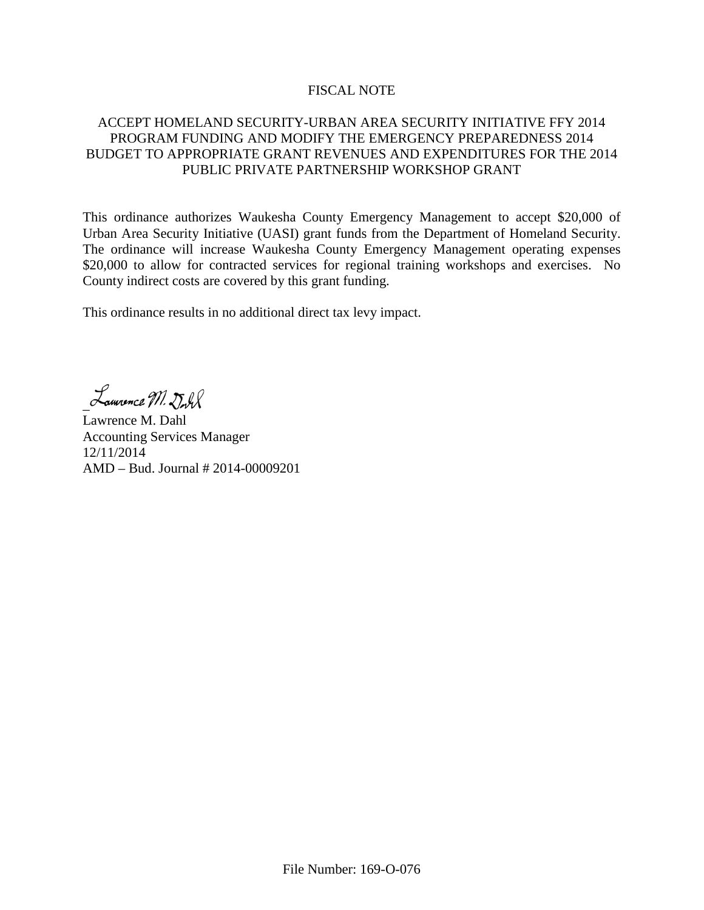# FISCAL NOTE

## ACCEPT HOMELAND SECURITY-URBAN AREA SECURITY INITIATIVE FFY 2014 PROGRAM FUNDING AND MODIFY THE EMERGENCY PREPAREDNESS 2014 BUDGET TO APPROPRIATE GRANT REVENUES AND EXPENDITURES FOR THE 2014 PUBLIC PRIVATE PARTNERSHIP WORKSHOP GRANT

This ordinance authorizes Waukesha County Emergency Management to accept $20,000 of Urban Area Security Initiative (UASI) grant funds from the Department of Homeland Security. The ordinance will increase Waukesha County Emergency Management operating expenses $20,000 to allow for contracted services for regional training workshops and exercises. No County indirect costs are covered by this grant funding.

This ordinance results in no additional direct tax levy impact.

_Lawrence M. Dahl

Lawrence M. Dahl
Accounting Services Manager
12/11/2014
AMD – Bud. Journal # 2014-00009201

File Number: 169-O-076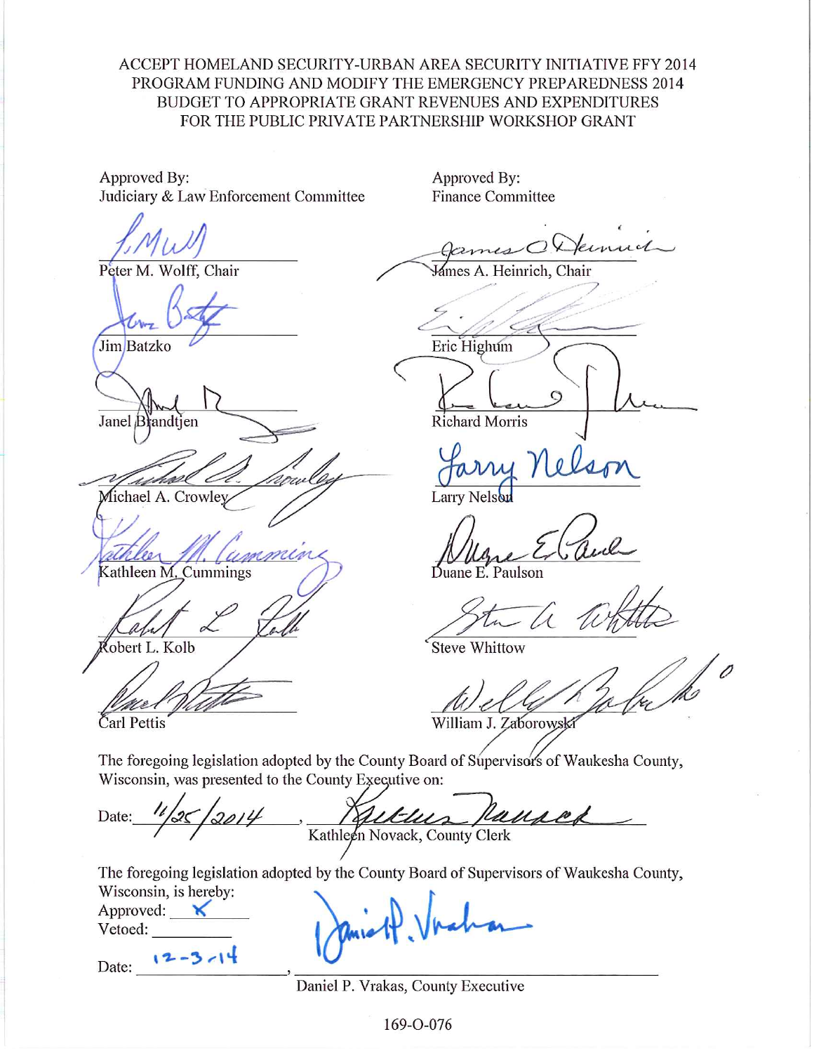ACCEPT HOMELAND SECURITY-URBAN AREA SECURITY INITIATIVE FFY 2014 PROGRAM FUNDING AND MODIFY THE EMERGENCY PREPAREDNESS 2014 BUDGET TO APPROPRIATE GRANT REVENUES AND EXPENDITURES FOR THE PUBLIC PRIVATE PARTNERSHIP WORKSHOP GRANT

Approved By:
Judiciary & Law Enforcement Committee

Peter M. Wolff, Chair

Jim Batzko

Janel Brandtjen

Michael A. Crowley

Kathleen M. Cummings

Robert L. Kolb

Carl Pettis

Approved By:
Finance Committee

James A. Heinrich, Chair

Eric Highum

Richard Morris

Larry Nelson

Duane E. Paulson

Steve Whittow

William J. Zaborowski

The foregoing legislation adopted by the County Board of Supervisors of Waukesha County, Wisconsin, was presented to the County Executive on:

Date: 11/25/2014, Kathleen Novack, County Clerk

The foregoing legislation adopted by the County Board of Supervisors of Waukesha County, Wisconsin, is hereby:

Approved: X

Vetoed: ________

Date: 12-3-14, Daniel P. Vrakas, County Executive

169-O-076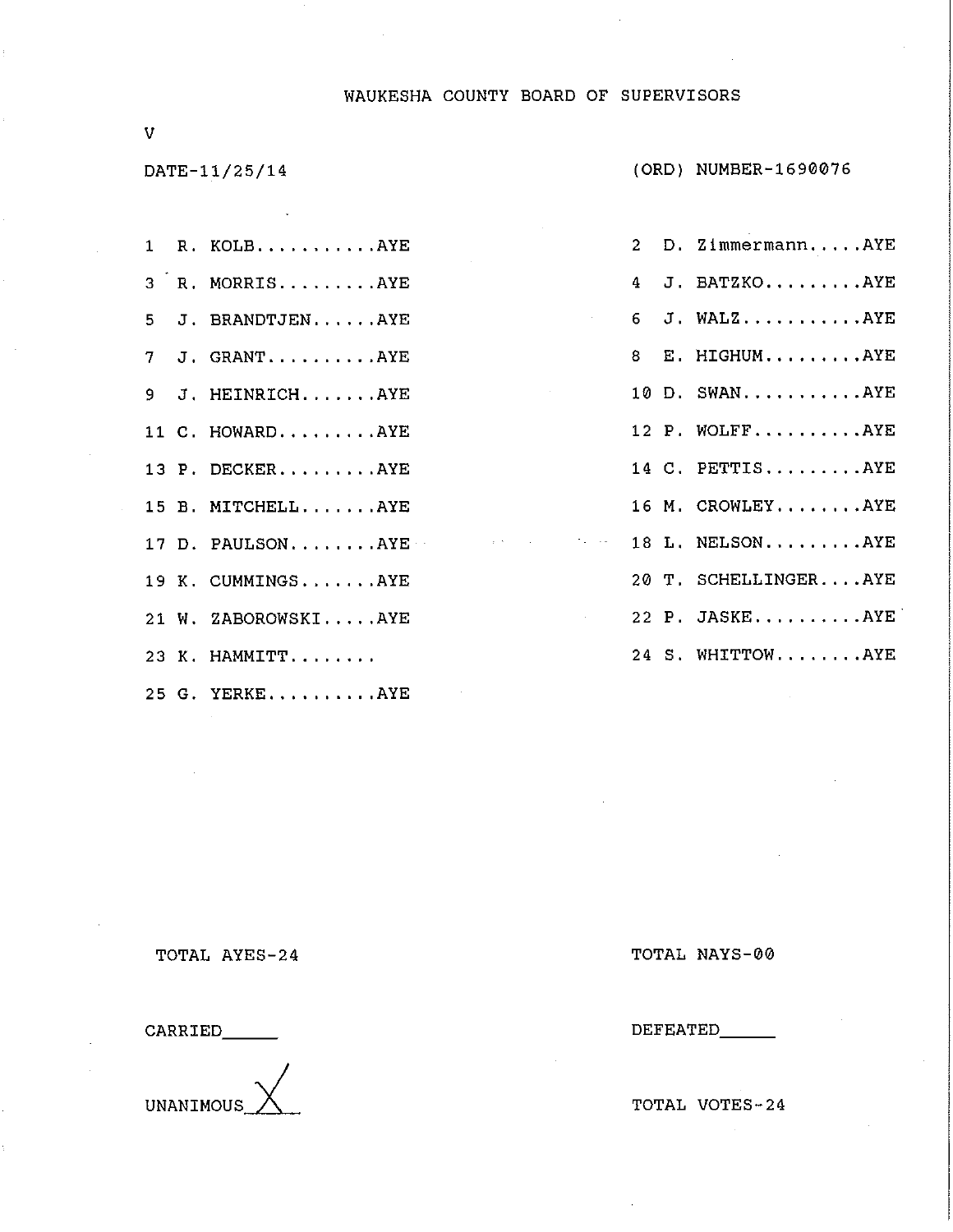# WAUKESHA COUNTY BOARD OF SUPERVISORS

V

DATE-11/25/14

(ORD) NUMBER-1690076

1 R. KOLB..........AYE

2 D. Zimmermann.....AYE

3 R. MORRIS.........AYE

4 J. BATZKO.........AYE

5 J. BRANDTJEN......AYE

6 J. WALZ...........AYE

7 J. GRANT..........AYE

8 E. HIGHUM.........AYE

9 J. HEINRICH.......AYE

10 D. SWAN...........AYE

11 C. HOWARD.........AYE

12 P. WOLFF..........AYE

13 P. DECKER.........AYE

14 C. PETTIS.........AYE

15 B. MITCHELL.......AYE

16 M. CROWLEY........AYE

17 D. PAULSON........AYE

18 L. NELSON.........AYE

19 K. CUMMINGS.......AYE

20 T. SCHELLINGER....AYE

21 W. ZABOROWSKI.....AYE

22 P. JASKE..........AYE

23 K. HAMMITT........

24 S. WHITTOW........AYE

25 G. YERKE..........AYE

TOTAL AYES-24

TOTAL NAYS-00

CARRIED_____

DEFEATED_____

UNANIMOUS X

TOTAL VOTES-24